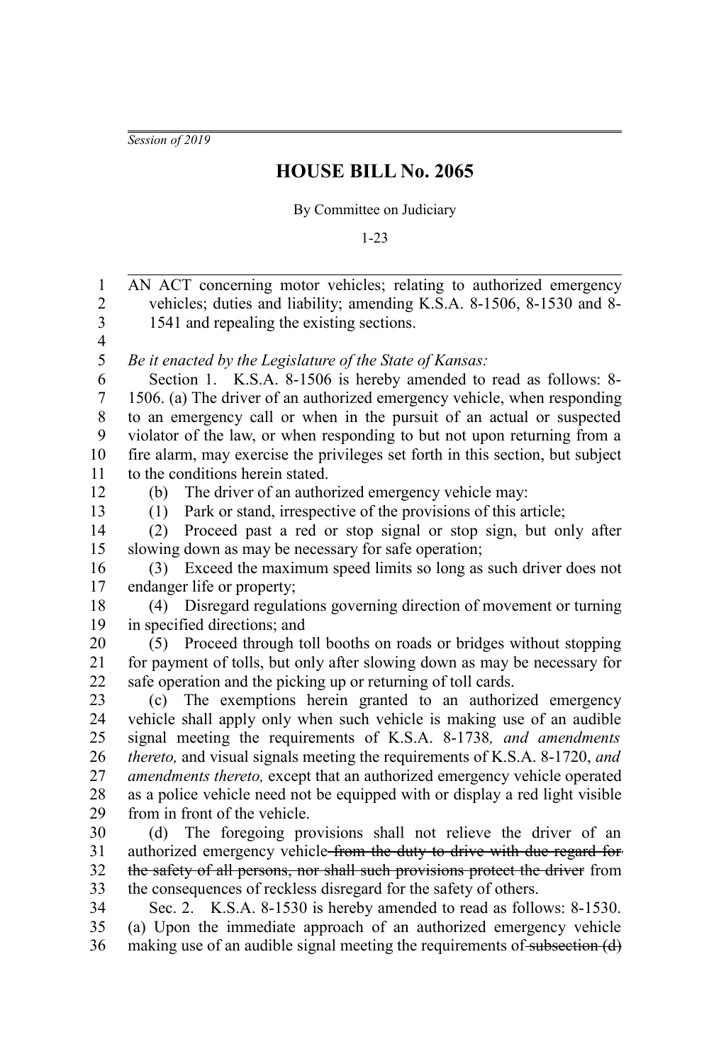*Session of 2019*

# HOUSE BILL No. 2065

By Committee on Judiciary

1-23

AN ACT concerning motor vehicles; relating to authorized emergency vehicles; duties and liability; amending K.S.A. 8-1506, 8-1530 and 8-1541 and repealing the existing sections.

*Be it enacted by the Legislature of the State of Kansas:*

Section 1. K.S.A. 8-1506 is hereby amended to read as follows: 8-1506. (a) The driver of an authorized emergency vehicle, when responding to an emergency call or when in the pursuit of an actual or suspected violator of the law, or when responding to but not upon returning from a fire alarm, may exercise the privileges set forth in this section, but subject to the conditions herein stated.

(b) The driver of an authorized emergency vehicle may:

(1) Park or stand, irrespective of the provisions of this article;

(2) Proceed past a red or stop signal or stop sign, but only after slowing down as may be necessary for safe operation;

(3) Exceed the maximum speed limits so long as such driver does not endanger life or property;

(4) Disregard regulations governing direction of movement or turning in specified directions; and

(5) Proceed through toll booths on roads or bridges without stopping for payment of tolls, but only after slowing down as may be necessary for safe operation and the picking up or returning of toll cards.

(c) The exemptions herein granted to an authorized emergency vehicle shall apply only when such vehicle is making use of an audible signal meeting the requirements of K.S.A. 8-1738*, and amendments thereto,* and visual signals meeting the requirements of K.S.A. 8-1720, *and amendments thereto,* except that an authorized emergency vehicle operated as a police vehicle need not be equipped with or display a red light visible from in front of the vehicle.

(d) The foregoing provisions shall not relieve the driver of an authorized emergency vehicle ~~from the duty to drive with due regard for the safety of all persons, nor shall such provisions protect the driver~~ from the consequences of reckless disregard for the safety of others.

Sec. 2. K.S.A. 8-1530 is hereby amended to read as follows: 8-1530. (a) Upon the immediate approach of an authorized emergency vehicle making use of an audible signal meeting the requirements of ~~subsection (d)~~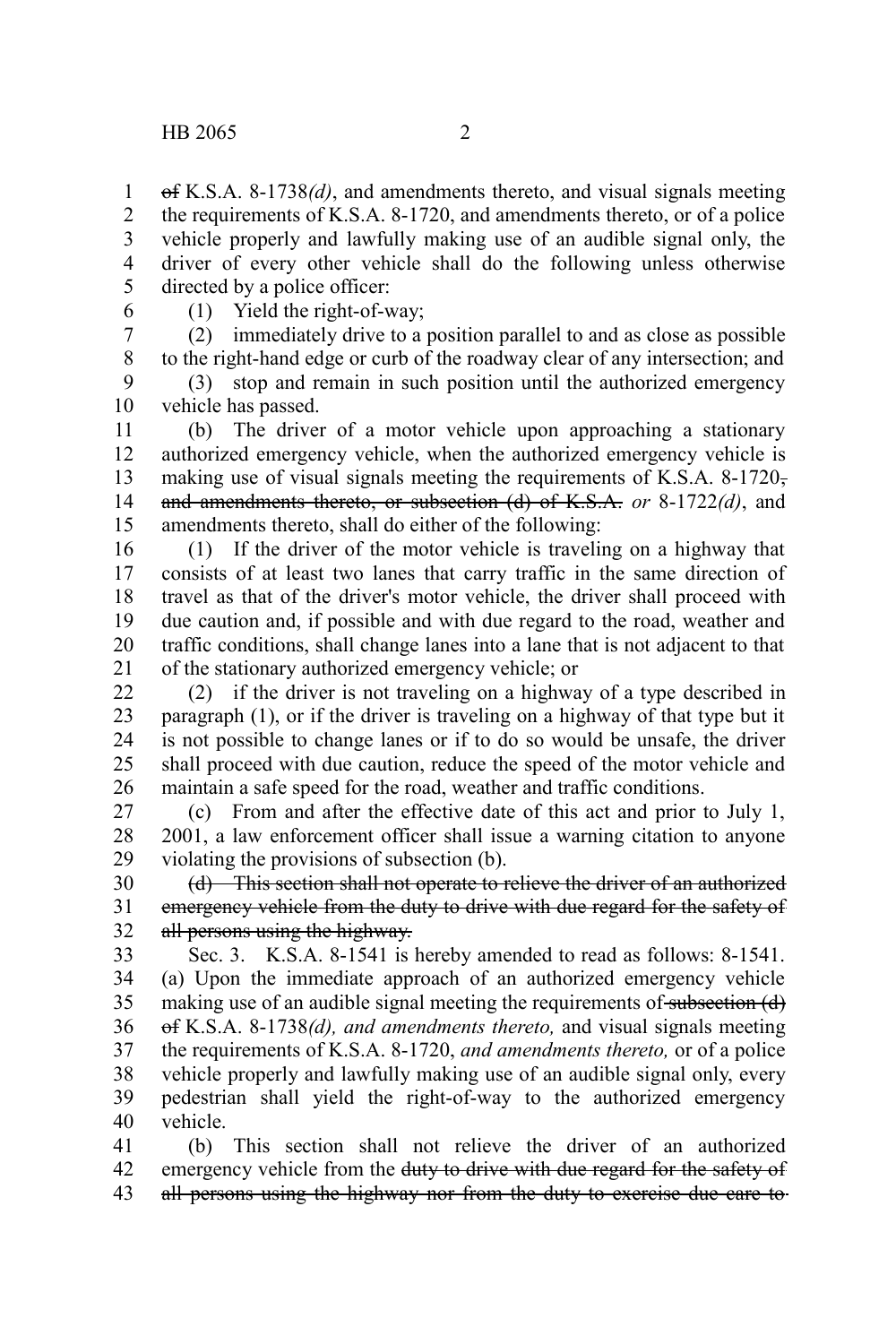~~of~~ K.S.A. 8-1738*(d)*, and amendments thereto, and visual signals meeting the requirements of K.S.A. 8-1720, and amendments thereto, or of a police vehicle properly and lawfully making use of an audible signal only, the driver of every other vehicle shall do the following unless otherwise directed by a police officer:

(1) Yield the right-of-way;

(2) immediately drive to a position parallel to and as close as possible to the right-hand edge or curb of the roadway clear of any intersection; and

(3) stop and remain in such position until the authorized emergency vehicle has passed.

(b) The driver of a motor vehicle upon approaching a stationary authorized emergency vehicle, when the authorized emergency vehicle is making use of visual signals meeting the requirements of K.S.A. 8-1720~~, and amendments thereto, or subsection (d) of K.S.A.~~ *or* 8-1722*(d)*, and amendments thereto, shall do either of the following:

(1) If the driver of the motor vehicle is traveling on a highway that consists of at least two lanes that carry traffic in the same direction of travel as that of the driver's motor vehicle, the driver shall proceed with due caution and, if possible and with due regard to the road, weather and traffic conditions, shall change lanes into a lane that is not adjacent to that of the stationary authorized emergency vehicle; or

(2) if the driver is not traveling on a highway of a type described in paragraph (1), or if the driver is traveling on a highway of that type but it is not possible to change lanes or if to do so would be unsafe, the driver shall proceed with due caution, reduce the speed of the motor vehicle and maintain a safe speed for the road, weather and traffic conditions.

(c) From and after the effective date of this act and prior to July 1, 2001, a law enforcement officer shall issue a warning citation to anyone violating the provisions of subsection (b).

~~(d) This section shall not operate to relieve the driver of an authorized emergency vehicle from the duty to drive with due regard for the safety of all persons using the highway.~~

Sec. 3. K.S.A. 8-1541 is hereby amended to read as follows: 8-1541. (a) Upon the immediate approach of an authorized emergency vehicle making use of an audible signal meeting the requirements of ~~subsection (d) of~~ K.S.A. 8-1738*(d), and amendments thereto,* and visual signals meeting the requirements of K.S.A. 8-1720, *and amendments thereto,* or of a police vehicle properly and lawfully making use of an audible signal only, every pedestrian shall yield the right-of-way to the authorized emergency vehicle.

(b) This section shall not relieve the driver of an authorized emergency vehicle from the ~~duty to drive with due regard for the safety of all persons using the highway nor from the duty to exercise due care to~~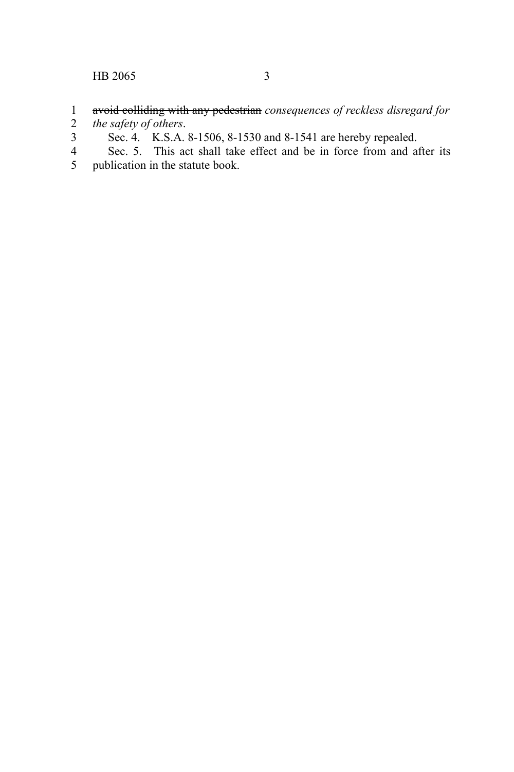~~avoid colliding with any pedestrian~~ *consequences of reckless disregard for the safety of others*.

Sec. 4. K.S.A. 8-1506, 8-1530 and 8-1541 are hereby repealed.

Sec. 5. This act shall take effect and be in force from and after its publication in the statute book.